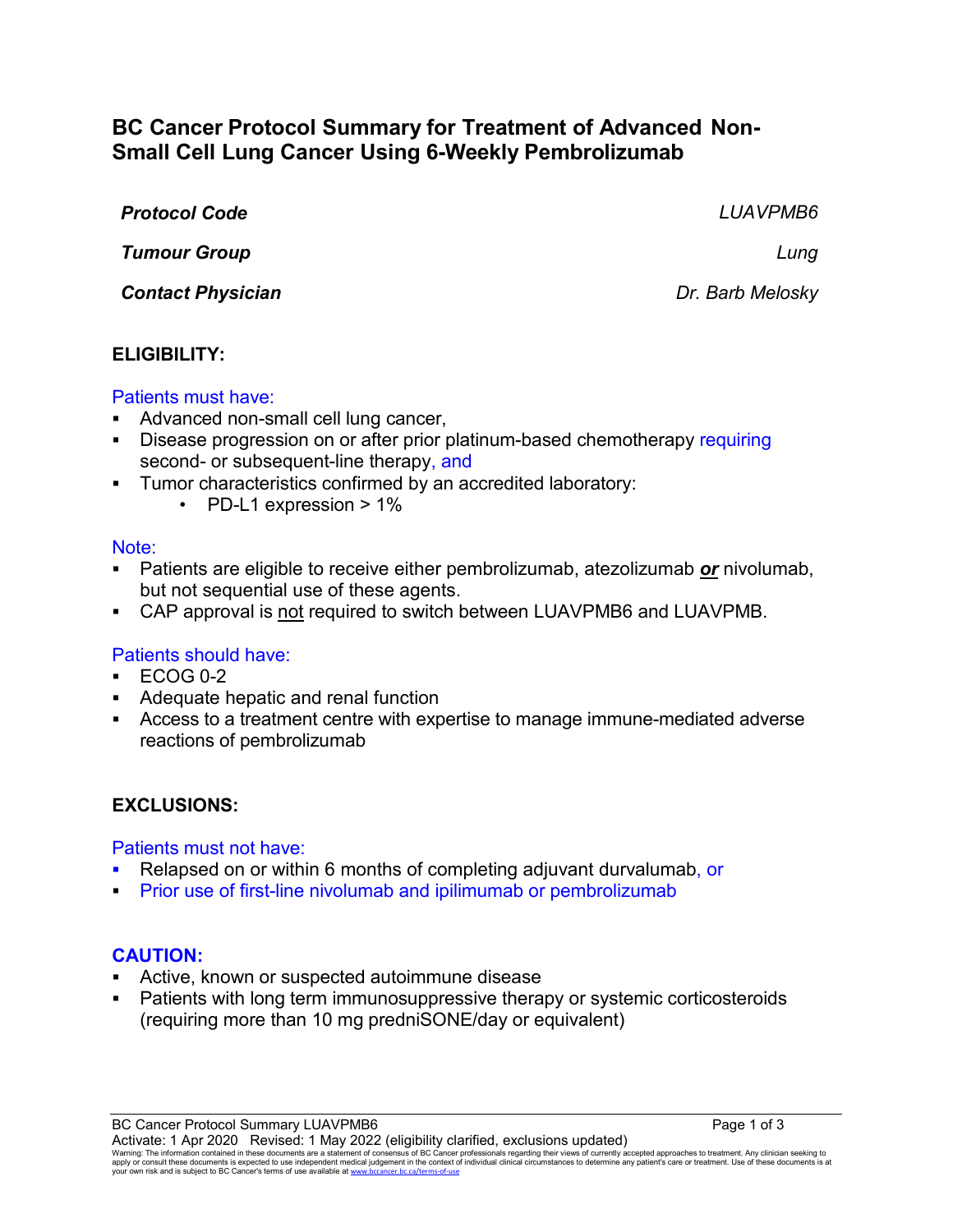# BC Cancer Protocol Summary for Treatment of Advanced Non-Small Cell Lung Cancer Using 6-Weekly Pembrolizumab

| | |
|---|---|
| ***Protocol Code*** | *LUAVPMB6* |
| ***Tumour Group*** | *Lung* |
| ***Contact Physician*** | *Dr. Barb Melosky* |

## ELIGIBILITY:

Patients must have:

- Advanced non-small cell lung cancer,
- Disease progression on or after prior platinum-based chemotherapy requiring second- or subsequent-line therapy, and
- Tumor characteristics confirmed by an accredited laboratory:
  - PD-L1 expression > 1%

Note:

- Patients are eligible to receive either pembrolizumab, atezolizumab ***or*** nivolumab, but not sequential use of these agents.
- CAP approval is not required to switch between LUAVPMB6 and LUAVPMB.

Patients should have:

- ECOG 0-2
- Adequate hepatic and renal function
- Access to a treatment centre with expertise to manage immune-mediated adverse reactions of pembrolizumab

## EXCLUSIONS:

Patients must not have:

- Relapsed on or within 6 months of completing adjuvant durvalumab, or
- Prior use of first-line nivolumab and ipilimumab or pembrolizumab

## CAUTION:

- Active, known or suspected autoimmune disease
- Patients with long term immunosuppressive therapy or systemic corticosteroids (requiring more than 10 mg predniSONE/day or equivalent)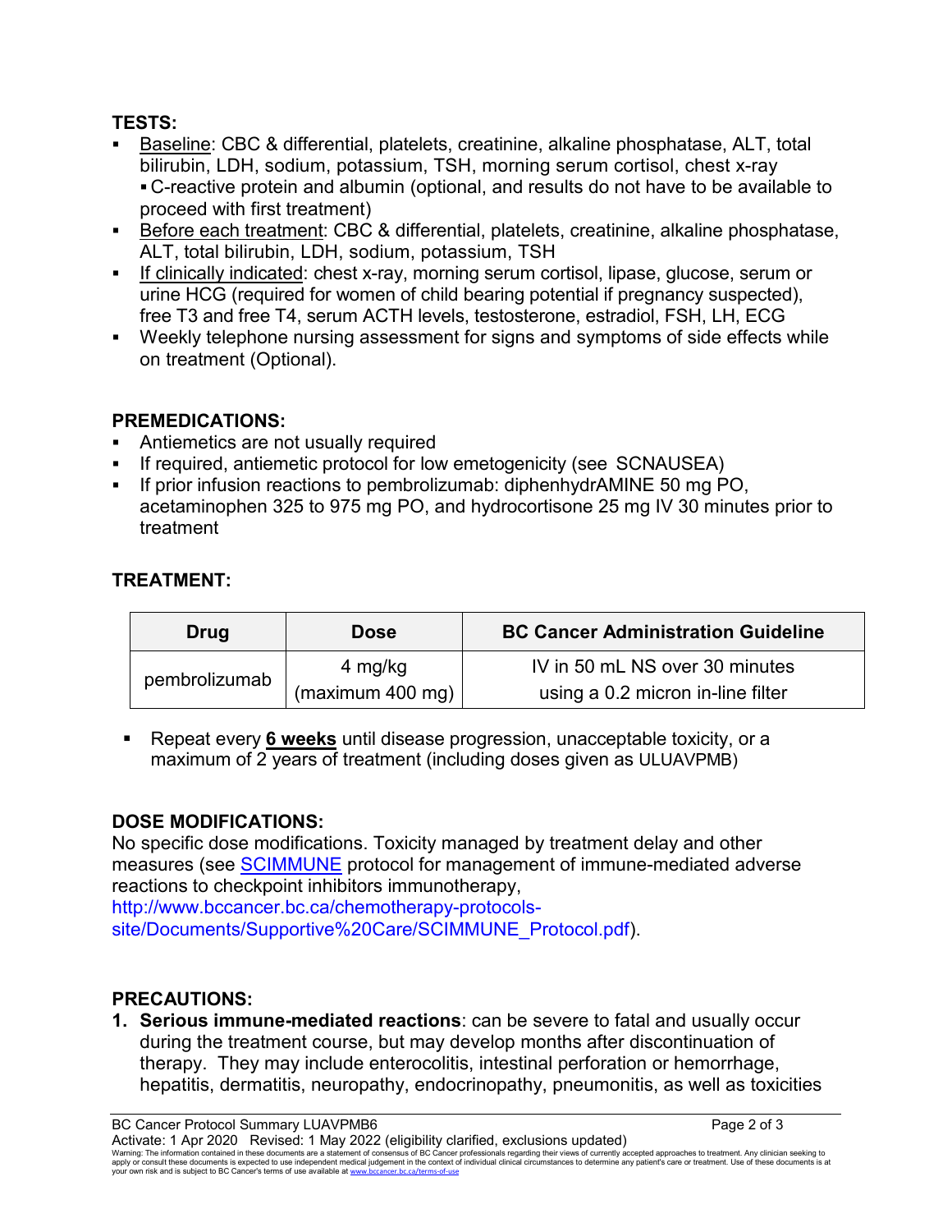## TESTS:

- Baseline: CBC & differential, platelets, creatinine, alkaline phosphatase, ALT, total bilirubin, LDH, sodium, potassium, TSH, morning serum cortisol, chest x-ray
  - C-reactive protein and albumin (optional, and results do not have to be available to proceed with first treatment)
- Before each treatment: CBC & differential, platelets, creatinine, alkaline phosphatase, ALT, total bilirubin, LDH, sodium, potassium, TSH
- If clinically indicated: chest x-ray, morning serum cortisol, lipase, glucose, serum or urine HCG (required for women of child bearing potential if pregnancy suspected), free T3 and free T4, serum ACTH levels, testosterone, estradiol, FSH, LH, ECG
- Weekly telephone nursing assessment for signs and symptoms of side effects while on treatment (Optional).

## PREMEDICATIONS:

- Antiemetics are not usually required
- If required, antiemetic protocol for low emetogenicity (see SCNAUSEA)
- If prior infusion reactions to pembrolizumab: diphenhydrAMINE 50 mg PO, acetaminophen 325 to 975 mg PO, and hydrocortisone 25 mg IV 30 minutes prior to treatment

## TREATMENT:

| Drug | Dose | BC Cancer Administration Guideline |
|---|---|---|
| pembrolizumab | 4 mg/kg (maximum 400 mg) | IV in 50 mL NS over 30 minutes using a 0.2 micron in-line filter |

- Repeat every **6 weeks** until disease progression, unacceptable toxicity, or a maximum of 2 years of treatment (including doses given as ULUAVPMB)

## DOSE MODIFICATIONS:

No specific dose modifications. Toxicity managed by treatment delay and other measures (see SCIMMUNE protocol for management of immune-mediated adverse reactions to checkpoint inhibitors immunotherapy, http://www.bccancer.bc.ca/chemotherapy-protocols-site/Documents/Supportive%20Care/SCIMMUNE_Protocol.pdf).

## PRECAUTIONS:

1. **Serious immune-mediated reactions**: can be severe to fatal and usually occur during the treatment course, but may develop months after discontinuation of therapy. They may include enterocolitis, intestinal perforation or hemorrhage, hepatitis, dermatitis, neuropathy, endocrinopathy, pneumonitis, as well as toxicities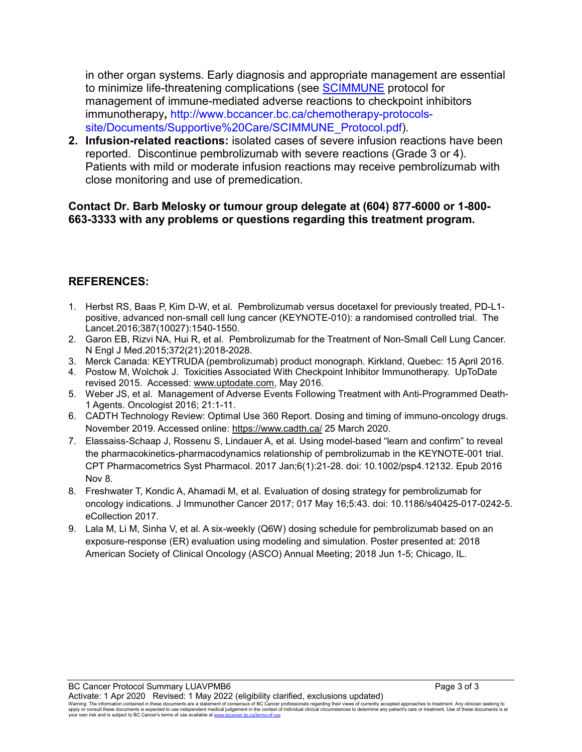in other organ systems. Early diagnosis and appropriate management are essential to minimize life-threatening complications (see SCIMMUNE protocol for management of immune-mediated adverse reactions to checkpoint inhibitors immunotherapy**,** http://www.bccancer.bc.ca/chemotherapy-protocols-site/Documents/Supportive%20Care/SCIMMUNE_Protocol.pdf).

2. **Infusion-related reactions:** isolated cases of severe infusion reactions have been reported. Discontinue pembrolizumab with severe reactions (Grade 3 or 4). Patients with mild or moderate infusion reactions may receive pembrolizumab with close monitoring and use of premedication.

**Contact Dr. Barb Melosky or tumour group delegate at (604) 877-6000 or 1-800-663-3333 with any problems or questions regarding this treatment program.**

## REFERENCES:

1. Herbst RS, Baas P, Kim D-W, et al. Pembrolizumab versus docetaxel for previously treated, PD-L1-positive, advanced non-small cell lung cancer (KEYNOTE-010): a randomised controlled trial. The Lancet.2016;387(10027):1540-1550.
2. Garon EB, Rizvi NA, Hui R, et al. Pembrolizumab for the Treatment of Non-Small Cell Lung Cancer. N Engl J Med.2015;372(21):2018-2028.
3. Merck Canada: KEYTRUDA (pembrolizumab) product monograph. Kirkland, Quebec: 15 April 2016.
4. Postow M, Wolchok J. Toxicities Associated With Checkpoint Inhibitor Immunotherapy. UpToDate revised 2015. Accessed: www.uptodate.com, May 2016.
5. Weber JS, et al. Management of Adverse Events Following Treatment with Anti-Programmed Death-1 Agents. Oncologist 2016; 21:1-11.
6. CADTH Technology Review: Optimal Use 360 Report. Dosing and timing of immuno-oncology drugs. November 2019. Accessed online: https://www.cadth.ca/ 25 March 2020.
7. Elassaiss-Schaap J, Rossenu S, Lindauer A, et al. Using model-based "learn and confirm" to reveal the pharmacokinetics-pharmacodynamics relationship of pembrolizumab in the KEYNOTE-001 trial. CPT Pharmacometrics Syst Pharmacol. 2017 Jan;6(1):21-28. doi: 10.1002/psp4.12132. Epub 2016 Nov 8.
8. Freshwater T, Kondic A, Ahamadi M, et al. Evaluation of dosing strategy for pembrolizumab for oncology indications. J Immunother Cancer 2017; 017 May 16;5:43. doi: 10.1186/s40425-017-0242-5. eCollection 2017.
9. Lala M, Li M, Sinha V, et al. A six-weekly (Q6W) dosing schedule for pembrolizumab based on an exposure-response (ER) evaluation using modeling and simulation. Poster presented at: 2018 American Society of Clinical Oncology (ASCO) Annual Meeting; 2018 Jun 1-5; Chicago, IL.